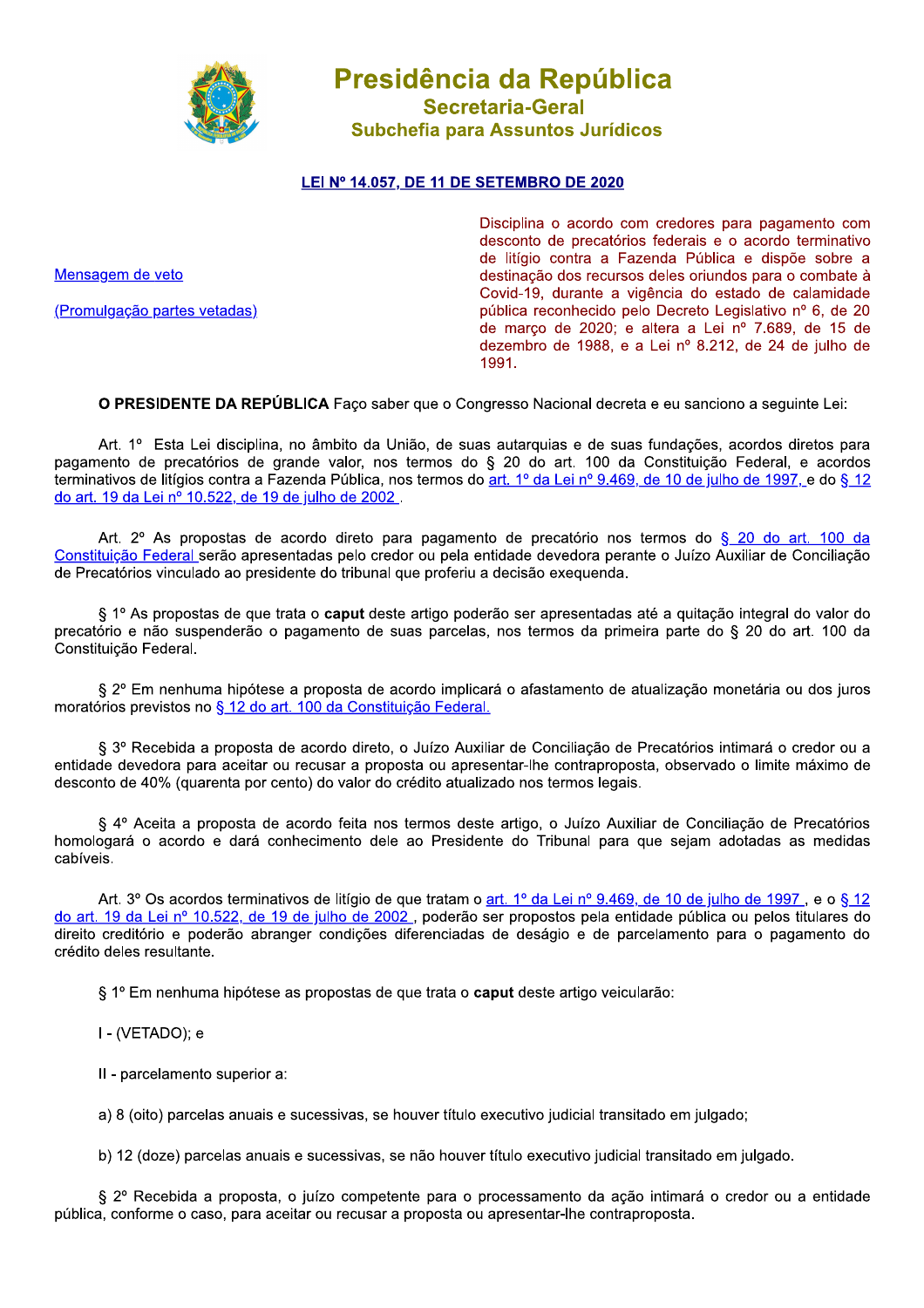# Presidência da República
## Secretaria-Geral
### Subchefia para Assuntos Jurídicos

**LEI Nº 14.057, DE 11 DE SETEMBRO DE 2020**

Mensagem de veto

(Promulgação partes vetadas)

Disciplina o acordo com credores para pagamento com desconto de precatórios federais e o acordo terminativo de litígio contra a Fazenda Pública e dispõe sobre a destinação dos recursos deles oriundos para o combate à Covid-19, durante a vigência do estado de calamidade pública reconhecido pelo Decreto Legislativo nº 6, de 20 de março de 2020; e altera a Lei nº 7.689, de 15 de dezembro de 1988, e a Lei nº 8.212, de 24 de julho de 1991.

**O PRESIDENTE DA REPÚBLICA** Faço saber que o Congresso Nacional decreta e eu sanciono a seguinte Lei:

Art. 1º Esta Lei disciplina, no âmbito da União, de suas autarquias e de suas fundações, acordos diretos para pagamento de precatórios de grande valor, nos termos do § 20 do art. 100 da Constituição Federal, e acordos terminativos de litígios contra a Fazenda Pública, nos termos do art. 1º da Lei nº 9.469, de 10 de julho de 1997, e do § 12 do art. 19 da Lei nº 10.522, de 19 de julho de 2002 .

Art. 2º As propostas de acordo direto para pagamento de precatório nos termos do § 20 do art. 100 da Constituição Federal serão apresentadas pelo credor ou pela entidade devedora perante o Juízo Auxiliar de Conciliação de Precatórios vinculado ao presidente do tribunal que proferiu a decisão exequenda.

§ 1º As propostas de que trata o **caput** deste artigo poderão ser apresentadas até a quitação integral do valor do precatório e não suspenderão o pagamento de suas parcelas, nos termos da primeira parte do § 20 do art. 100 da Constituição Federal.

§ 2º Em nenhuma hipótese a proposta de acordo implicará o afastamento de atualização monetária ou dos juros moratórios previstos no § 12 do art. 100 da Constituição Federal.

§ 3º Recebida a proposta de acordo direto, o Juízo Auxiliar de Conciliação de Precatórios intimará o credor ou a entidade devedora para aceitar ou recusar a proposta ou apresentar-lhe contraproposta, observado o limite máximo de desconto de 40% (quarenta por cento) do valor do crédito atualizado nos termos legais.

§ 4º Aceita a proposta de acordo feita nos termos deste artigo, o Juízo Auxiliar de Conciliação de Precatórios homologará o acordo e dará conhecimento dele ao Presidente do Tribunal para que sejam adotadas as medidas cabíveis.

Art. 3º Os acordos terminativos de litígio de que tratam o art. 1º da Lei nº 9.469, de 10 de julho de 1997 , e o § 12 do art. 19 da Lei nº 10.522, de 19 de julho de 2002 , poderão ser propostos pela entidade pública ou pelos titulares do direito creditório e poderão abranger condições diferenciadas de deságio e de parcelamento para o pagamento do crédito deles resultante.

§ 1º Em nenhuma hipótese as propostas de que trata o **caput** deste artigo veicularão:

I - (VETADO); e

II - parcelamento superior a:

a) 8 (oito) parcelas anuais e sucessivas, se houver título executivo judicial transitado em julgado;

b) 12 (doze) parcelas anuais e sucessivas, se não houver título executivo judicial transitado em julgado.

§ 2º Recebida a proposta, o juízo competente para o processamento da ação intimará o credor ou a entidade pública, conforme o caso, para aceitar ou recusar a proposta ou apresentar-lhe contraproposta.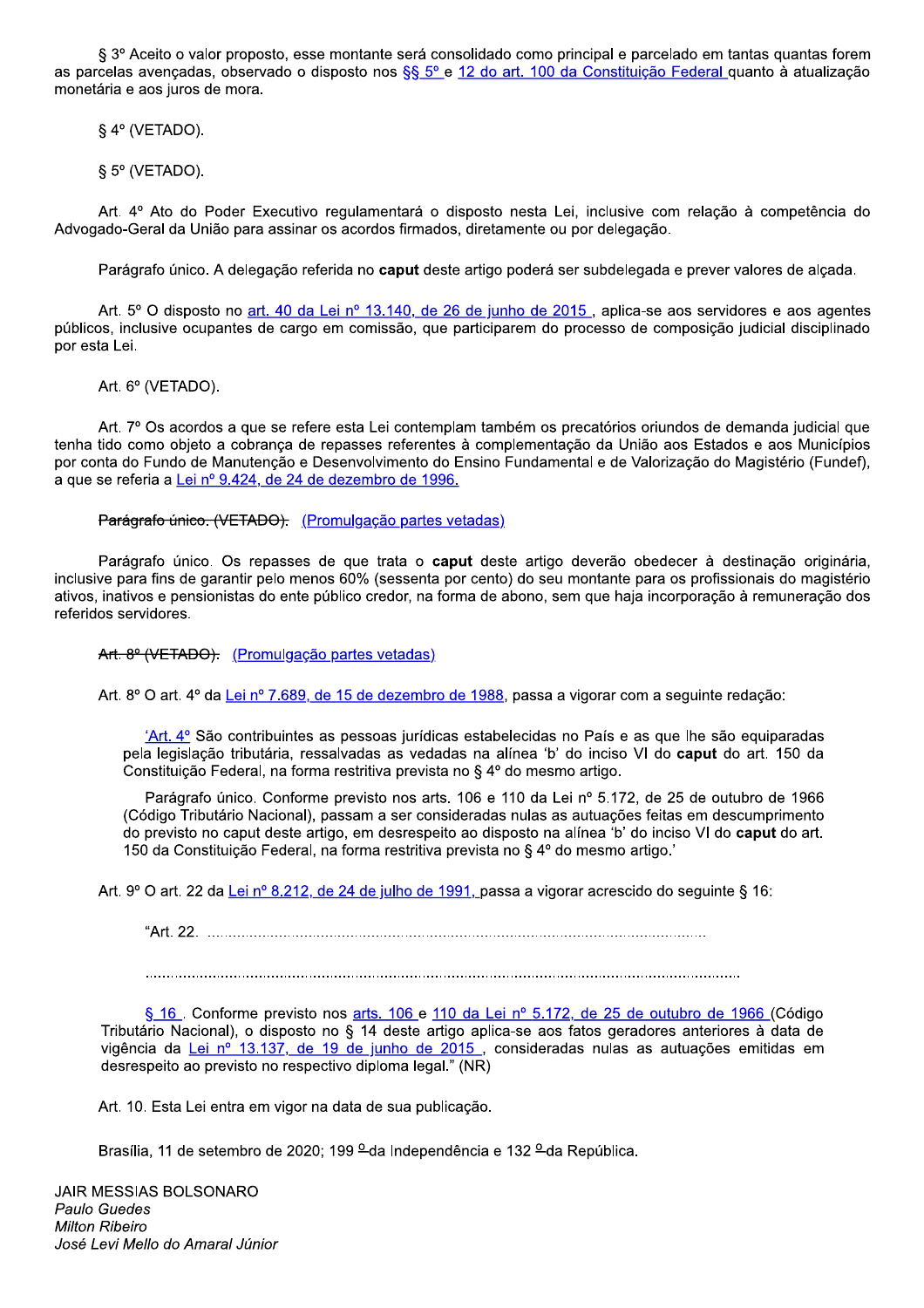§ 3º Aceito o valor proposto, esse montante será consolidado como principal e parcelado em tantas quantas forem as parcelas avençadas, observado o disposto nos §§ 5º e 12 do art. 100 da Constituição Federal quanto à atualização monetária e aos juros de mora.

§ 4º (VETADO).

§ 5º (VETADO).

Art. 4º Ato do Poder Executivo regulamentará o disposto nesta Lei, inclusive com relação à competência do Advogado-Geral da União para assinar os acordos firmados, diretamente ou por delegação.

Parágrafo único. A delegação referida no **caput** deste artigo poderá ser subdelegada e prever valores de alçada.

Art. 5º O disposto no art. 40 da Lei nº 13.140, de 26 de junho de 2015 , aplica-se aos servidores e aos agentes públicos, inclusive ocupantes de cargo em comissão, que participarem do processo de composição judicial disciplinado por esta Lei.

Art. 6º (VETADO).

Art. 7º Os acordos a que se refere esta Lei contemplam também os precatórios oriundos de demanda judicial que tenha tido como objeto a cobrança de repasses referentes à complementação da União aos Estados e aos Municípios por conta do Fundo de Manutenção e Desenvolvimento do Ensino Fundamental e de Valorização do Magistério (Fundef), a que se referia a Lei nº 9.424, de 24 de dezembro de 1996.

~~Parágrafo único. (VETADO).~~ (Promulgação partes vetadas)

Parágrafo único. Os repasses de que trata o **caput** deste artigo deverão obedecer à destinação originária, inclusive para fins de garantir pelo menos 60% (sessenta por cento) do seu montante para os profissionais do magistério ativos, inativos e pensionistas do ente público credor, na forma de abono, sem que haja incorporação à remuneração dos referidos servidores.

~~Art. 8º (VETADO).~~ (Promulgação partes vetadas)

Art. 8º O art. 4º da Lei nº 7.689, de 15 de dezembro de 1988, passa a vigorar com a seguinte redação:

> 'Art. 4º São contribuintes as pessoas jurídicas estabelecidas no País e as que lhe são equiparadas pela legislação tributária, ressalvadas as vedadas na alínea 'b' do inciso VI do **caput** do art. 150 da Constituição Federal, na forma restritiva prevista no § 4º do mesmo artigo.
>
> Parágrafo único. Conforme previsto nos arts. 106 e 110 da Lei nº 5.172, de 25 de outubro de 1966 (Código Tributário Nacional), passam a ser consideradas nulas as autuações feitas em descumprimento do previsto no caput deste artigo, em desrespeito ao disposto na alínea 'b' do inciso VI do **caput** do art. 150 da Constituição Federal, na forma restritiva prevista no § 4º do mesmo artigo.'

Art. 9º O art. 22 da Lei nº 8.212, de 24 de julho de 1991, passa a vigorar acrescido do seguinte § 16:

> "Art. 22. ..................................................................................................................
>
> ..........................................................................................................................................
>
> § 16 . Conforme previsto nos arts. 106 e 110 da Lei nº 5.172, de 25 de outubro de 1966 (Código Tributário Nacional), o disposto no § 14 deste artigo aplica-se aos fatos geradores anteriores à data de vigência da Lei nº 13.137, de 19 de junho de 2015 , consideradas nulas as autuações emitidas em desrespeito ao previsto no respectivo diploma legal." (NR)

Art. 10. Esta Lei entra em vigor na data de sua publicação.

Brasília, 11 de setembro de 2020; 199 º da Independência e 132 º da República.

JAIR MESSIAS BOLSONARO
*Paulo Guedes*
*Milton Ribeiro*
*José Levi Mello do Amaral Júnior*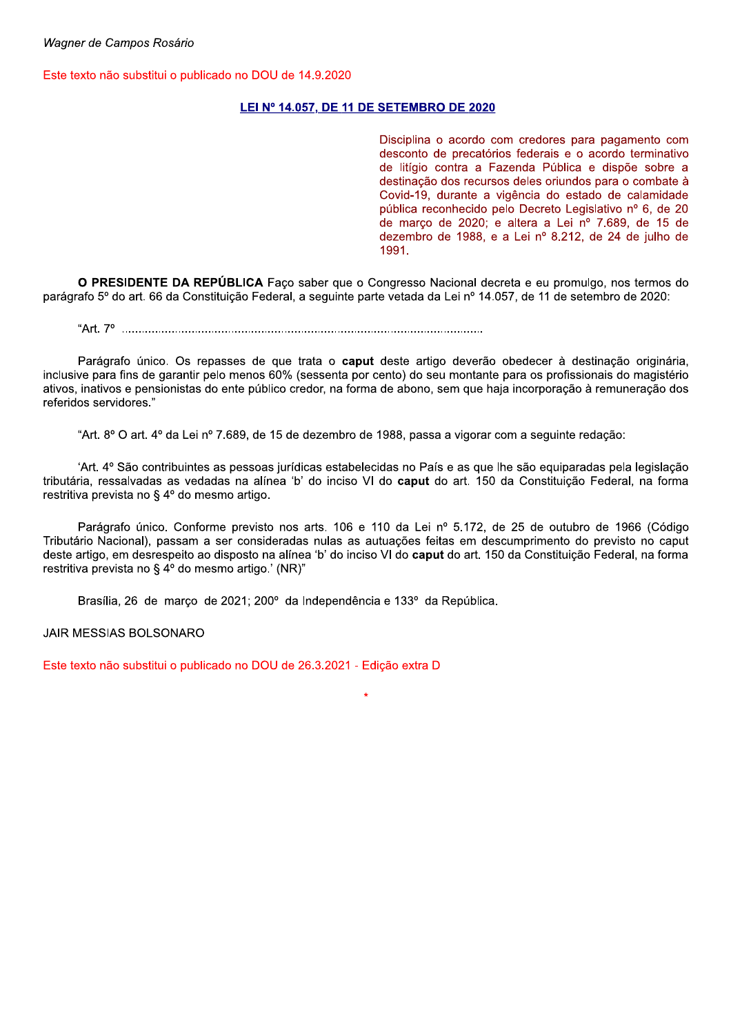*Wagner de Campos Rosário*

Este texto não substitui o publicado no DOU de 14.9.2020

## LEI Nº 14.057, DE 11 DE SETEMBRO DE 2020

Disciplina o acordo com credores para pagamento com desconto de precatórios federais e o acordo terminativo de litígio contra a Fazenda Pública e dispõe sobre a destinação dos recursos deles oriundos para o combate à Covid-19, durante a vigência do estado de calamidade pública reconhecido pelo Decreto Legislativo nº 6, de 20 de março de 2020; e altera a Lei nº 7.689, de 15 de dezembro de 1988, e a Lei nº 8.212, de 24 de julho de 1991.

**O PRESIDENTE DA REPÚBLICA** Faço saber que o Congresso Nacional decreta e eu promulgo, nos termos do parágrafo 5º do art. 66 da Constituição Federal, a seguinte parte vetada da Lei nº 14.057, de 11 de setembro de 2020:

"Art. 7º ..............................................................................................................

Parágrafo único. Os repasses de que trata o **caput** deste artigo deverão obedecer à destinação originária, inclusive para fins de garantir pelo menos 60% (sessenta por cento) do seu montante para os profissionais do magistério ativos, inativos e pensionistas do ente público credor, na forma de abono, sem que haja incorporação à remuneração dos referidos servidores."

"Art. 8º O art. 4º da Lei nº 7.689, de 15 de dezembro de 1988, passa a vigorar com a seguinte redação:

'Art. 4º São contribuintes as pessoas jurídicas estabelecidas no País e as que lhe são equiparadas pela legislação tributária, ressalvadas as vedadas na alínea 'b' do inciso VI do **caput** do art. 150 da Constituição Federal, na forma restritiva prevista no § 4º do mesmo artigo.

Parágrafo único. Conforme previsto nos arts. 106 e 110 da Lei nº 5.172, de 25 de outubro de 1966 (Código Tributário Nacional), passam a ser consideradas nulas as autuações feitas em descumprimento do previsto no caput deste artigo, em desrespeito ao disposto na alínea 'b' do inciso VI do **caput** do art. 150 da Constituição Federal, na forma restritiva prevista no § 4º do mesmo artigo.' (NR)"

Brasília, 26 de março de 2021; 200º da Independência e 133º da República.

JAIR MESSIAS BOLSONARO

Este texto não substitui o publicado no DOU de 26.3.2021 - Edição extra D

*